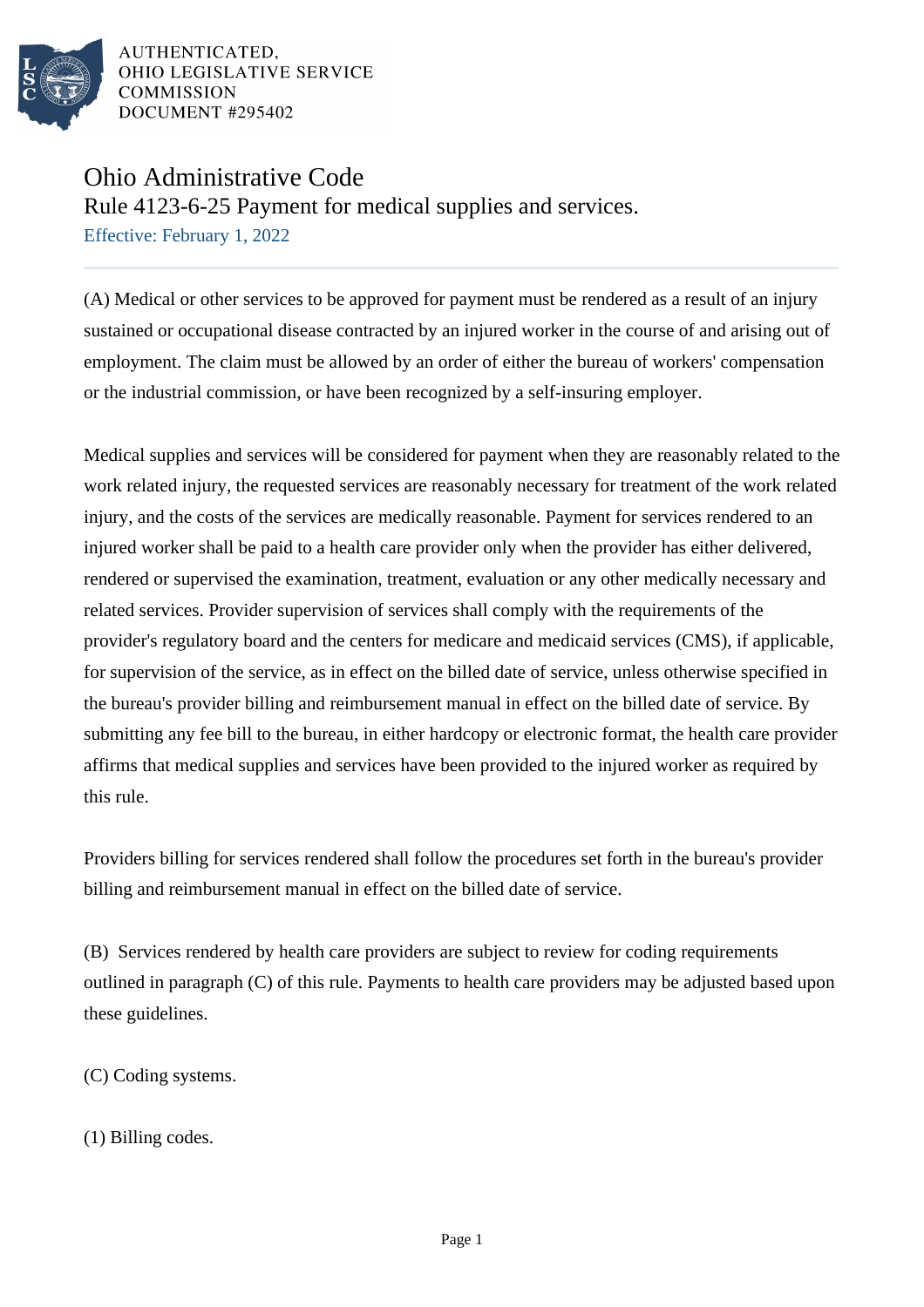AUTHENTICATED,
OHIO LEGISLATIVE SERVICE
COMMISSION
DOCUMENT #295402

# Ohio Administrative Code

## Rule 4123-6-25 Payment for medical supplies and services.

Effective: February 1, 2022

(A) Medical or other services to be approved for payment must be rendered as a result of an injury sustained or occupational disease contracted by an injured worker in the course of and arising out of employment. The claim must be allowed by an order of either the bureau of workers' compensation or the industrial commission, or have been recognized by a self-insuring employer.

Medical supplies and services will be considered for payment when they are reasonably related to the work related injury, the requested services are reasonably necessary for treatment of the work related injury, and the costs of the services are medically reasonable. Payment for services rendered to an injured worker shall be paid to a health care provider only when the provider has either delivered, rendered or supervised the examination, treatment, evaluation or any other medically necessary and related services. Provider supervision of services shall comply with the requirements of the provider's regulatory board and the centers for medicare and medicaid services (CMS), if applicable, for supervision of the service, as in effect on the billed date of service, unless otherwise specified in the bureau's provider billing and reimbursement manual in effect on the billed date of service. By submitting any fee bill to the bureau, in either hardcopy or electronic format, the health care provider affirms that medical supplies and services have been provided to the injured worker as required by this rule.

Providers billing for services rendered shall follow the procedures set forth in the bureau's provider billing and reimbursement manual in effect on the billed date of service.

(B) Services rendered by health care providers are subject to review for coding requirements outlined in paragraph (C) of this rule. Payments to health care providers may be adjusted based upon these guidelines.

(C) Coding systems.

(1) Billing codes.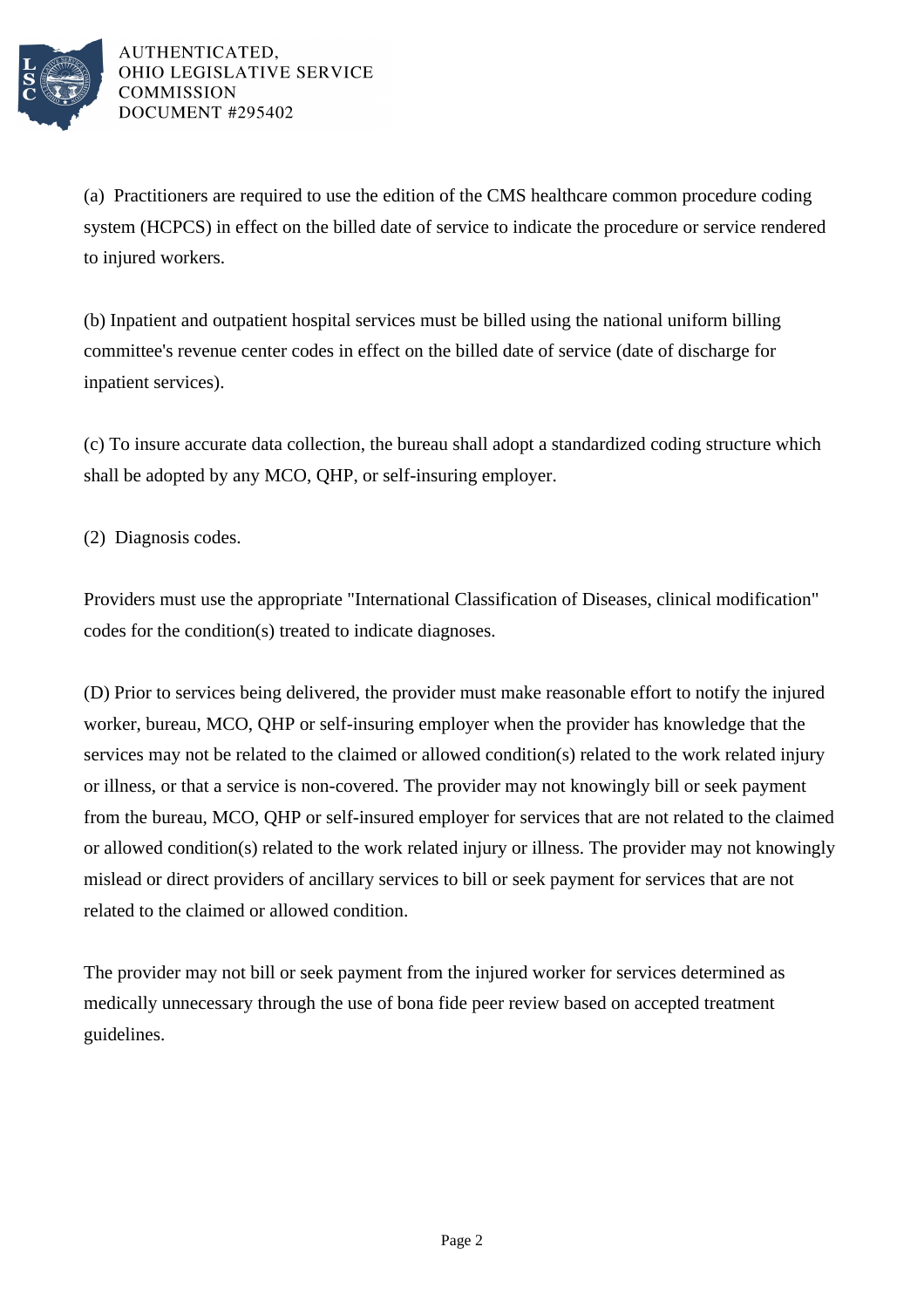(a) Practitioners are required to use the edition of the CMS healthcare common procedure coding system (HCPCS) in effect on the billed date of service to indicate the procedure or service rendered to injured workers.

(b) Inpatient and outpatient hospital services must be billed using the national uniform billing committee's revenue center codes in effect on the billed date of service (date of discharge for inpatient services).

(c) To insure accurate data collection, the bureau shall adopt a standardized coding structure which shall be adopted by any MCO, QHP, or self-insuring employer.

(2) Diagnosis codes.

Providers must use the appropriate "International Classification of Diseases, clinical modification" codes for the condition(s) treated to indicate diagnoses.

(D) Prior to services being delivered, the provider must make reasonable effort to notify the injured worker, bureau, MCO, QHP or self-insuring employer when the provider has knowledge that the services may not be related to the claimed or allowed condition(s) related to the work related injury or illness, or that a service is non-covered. The provider may not knowingly bill or seek payment from the bureau, MCO, QHP or self-insured employer for services that are not related to the claimed or allowed condition(s) related to the work related injury or illness. The provider may not knowingly mislead or direct providers of ancillary services to bill or seek payment for services that are not related to the claimed or allowed condition.

The provider may not bill or seek payment from the injured worker for services determined as medically unnecessary through the use of bona fide peer review based on accepted treatment guidelines.